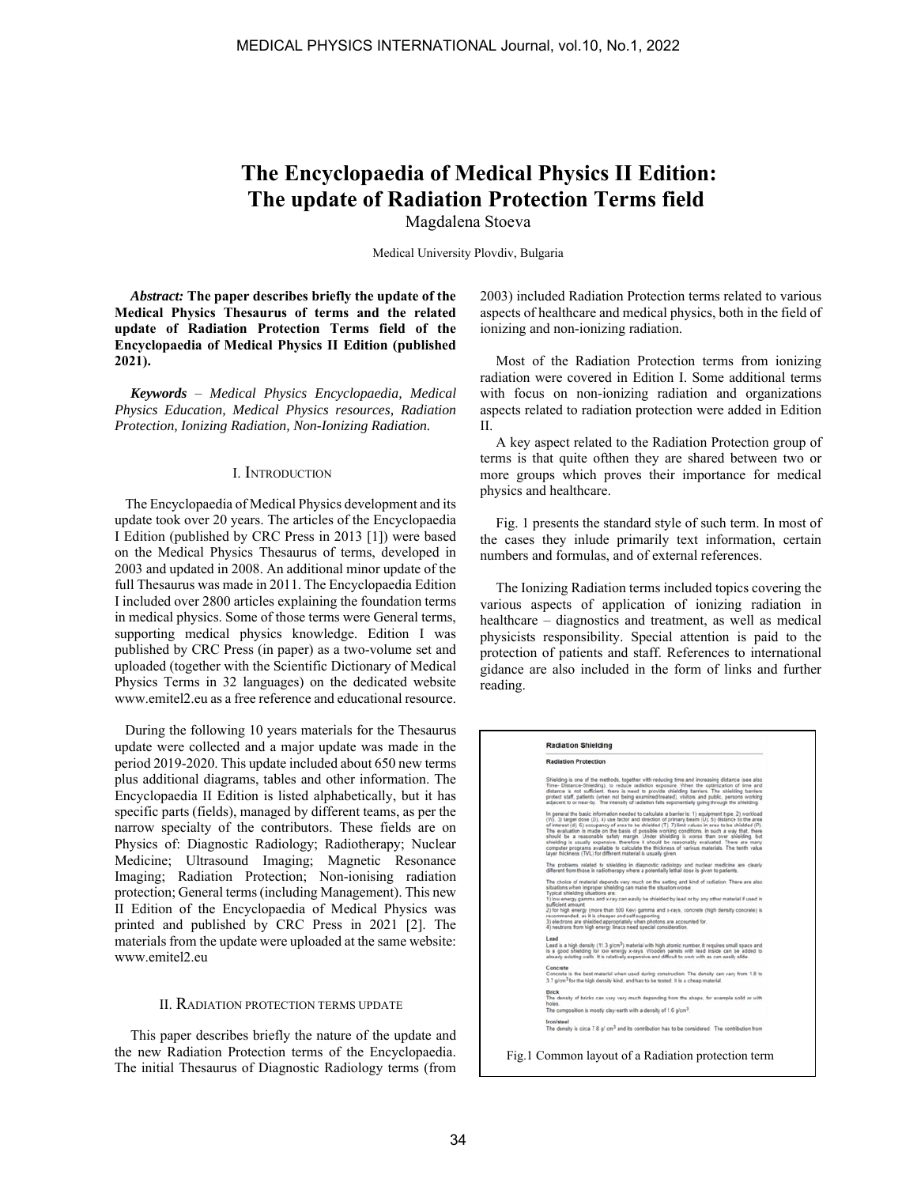# The Encyclopaedia of Medical Physics II Edition: The update of Radiation Protection Terms field

Magdalena Stoeva

Medical University Plovdiv, Bulgaria

***Abstract:*** **The paper describes briefly the update of the Medical Physics Thesaurus of terms and the related update of Radiation Protection Terms field of the Encyclopaedia of Medical Physics II Edition (published 2021).**

***Keywords*** – *Medical Physics Encyclopaedia, Medical Physics Education, Medical Physics resources, Radiation Protection, Ionizing Radiation, Non-Ionizing Radiation.*

## I. INTRODUCTION

The Encyclopaedia of Medical Physics development and its update took over 20 years. The articles of the Encyclopaedia I Edition (published by CRC Press in 2013 [1]) were based on the Medical Physics Thesaurus of terms, developed in 2003 and updated in 2008. An additional minor update of the full Thesaurus was made in 2011. The Encyclopaedia Edition I included over 2800 articles explaining the foundation terms in medical physics. Some of those terms were General terms, supporting medical physics knowledge. Edition I was published by CRC Press (in paper) as a two-volume set and uploaded (together with the Scientific Dictionary of Medical Physics Terms in 32 languages) on the dedicated website www.emitel2.eu as a free reference and educational resource.

During the following 10 years materials for the Thesaurus update were collected and a major update was made in the period 2019-2020. This update included about 650 new terms plus additional diagrams, tables and other information. The Encyclopaedia II Edition is listed alphabetically, but it has specific parts (fields), managed by different teams, as per the narrow specialty of the contributors. These fields are on Physics of: Diagnostic Radiology; Radiotherapy; Nuclear Medicine; Ultrasound Imaging; Magnetic Resonance Imaging; Radiation Protection; Non-ionising radiation protection; General terms (including Management). This new II Edition of the Encyclopaedia of Medical Physics was printed and published by CRC Press in 2021 [2]. The materials from the update were uploaded at the same website: www.emitel2.eu

## II. RADIATION PROTECTION TERMS UPDATE

This paper describes briefly the nature of the update and the new Radiation Protection terms of the Encyclopaedia. The initial Thesaurus of Diagnostic Radiology terms (from 2003) included Radiation Protection terms related to various aspects of healthcare and medical physics, both in the field of ionizing and non-ionizing radiation.

Most of the Radiation Protection terms from ionizing radiation were covered in Edition I. Some additional terms with focus on non-ionizing radiation and organizations aspects related to radiation protection were added in Edition II.

A key aspect related to the Radiation Protection group of terms is that quite ofthen they are shared between two or more groups which proves their importance for medical physics and healthcare.

Fig. 1 presents the standard style of such term. In most of the cases they inlude primarily text information, certain numbers and formulas, and of external references.

The Ionizing Radiation terms included topics covering the various aspects of application of ionizing radiation in healthcare – diagnostics and treatment, as well as medical physicists responsibility. Special attention is paid to the protection of patients and staff. References to international gidance are also included in the form of links and further reading.

Fig.1 Common layout of a Radiation protection term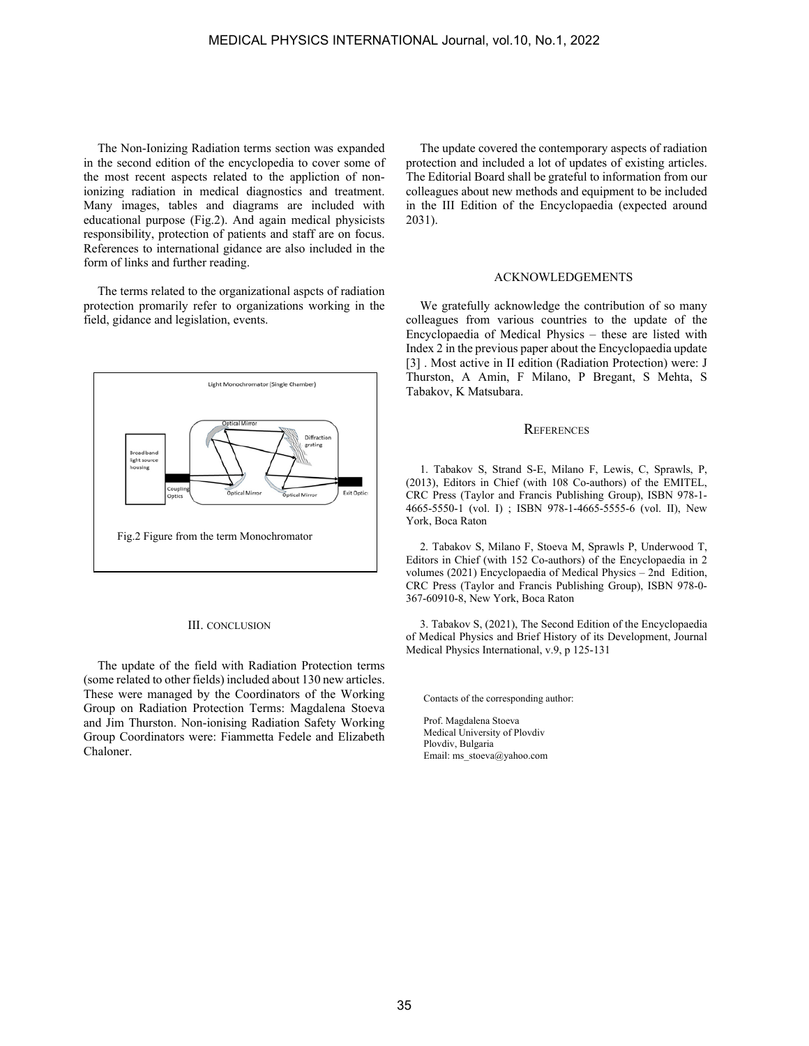The Non-Ionizing Radiation terms section was expanded in the second edition of the encyclopedia to cover some of the most recent aspects related to the appliction of non-ionizing radiation in medical diagnostics and treatment. Many images, tables and diagrams are included with educational purpose (Fig.2). And again medical physicists responsibility, protection of patients and staff are on focus. References to international gidance are also included in the form of links and further reading.

The terms related to the organizational aspcts of radiation protection promarily refer to organizations working in the field, gidance and legislation, events.

Light Monochromator (Single Chamber)

Broadband light source housing

Coupling Optics

Optical Mirror

Optical Mirror

Diffraction grating

Optical Mirror

Exit Optics

Fig.2 Figure from the term Monochromator

## III. CONCLUSION

The update of the field with Radiation Protection terms (some related to other fields) included about 130 new articles. These were managed by the Coordinators of the Working Group on Radiation Protection Terms: Magdalena Stoeva and Jim Thurston. Non-ionising Radiation Safety Working Group Coordinators were: Fiammetta Fedele and Elizabeth Chaloner.

The update covered the contemporary aspects of radiation protection and included a lot of updates of existing articles. The Editorial Board shall be grateful to information from our colleagues about new methods and equipment to be included in the III Edition of the Encyclopaedia (expected around 2031).

## ACKNOWLEDGEMENTS

We gratefully acknowledge the contribution of so many colleagues from various countries to the update of the Encyclopaedia of Medical Physics – these are listed with Index 2 in the previous paper about the Encyclopaedia update [3] . Most active in II edition (Radiation Protection) were: J Thurston, A Amin, F Milano, P Bregant, S Mehta, S Tabakov, K Matsubara.

## REFERENCES

1. Tabakov S, Strand S-E, Milano F, Lewis, C, Sprawls, P, (2013), Editors in Chief (with 108 Co-authors) of the EMITEL, CRC Press (Taylor and Francis Publishing Group), ISBN 978-1-4665-5550-1 (vol. I) ; ISBN 978-1-4665-5555-6 (vol. II), New York, Boca Raton

2. Tabakov S, Milano F, Stoeva M, Sprawls P, Underwood T, Editors in Chief (with 152 Co-authors) of the Encyclopaedia in 2 volumes (2021) Encyclopaedia of Medical Physics – 2nd Edition, CRC Press (Taylor and Francis Publishing Group), ISBN 978-0-367-60910-8, New York, Boca Raton

3. Tabakov S, (2021), The Second Edition of the Encyclopaedia of Medical Physics and Brief History of its Development, Journal Medical Physics International, v.9, p 125-131

Contacts of the corresponding author:

Prof. Magdalena Stoeva
Medical University of Plovdiv
Plovdiv, Bulgaria
Email: ms_stoeva@yahoo.com